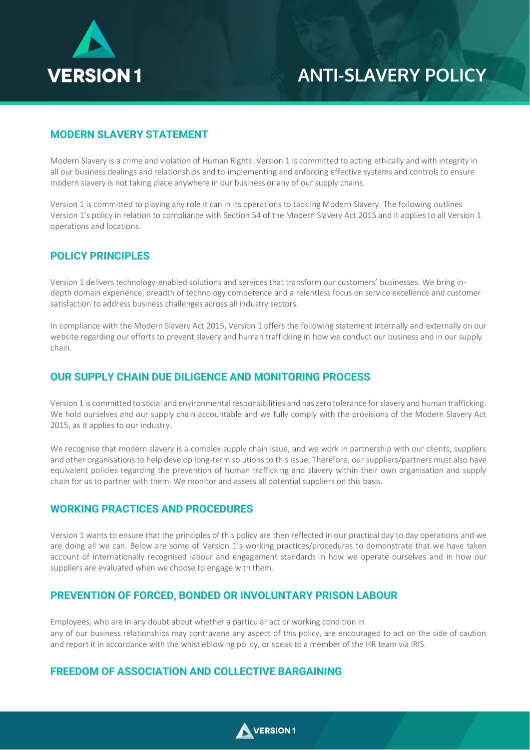# ANTI-SLAVERY POLICY

## MODERN SLAVERY STATEMENT

Modern Slavery is a crime and violation of Human Rights. Version 1 is committed to acting ethically and with integrity in all our business dealings and relationships and to implementing and enforcing effective systems and controls to ensure modern slavery is not taking place anywhere in our business or any of our supply chains.

Version 1 is committed to playing any role it can in its operations to tackling Modern Slavery. The following outlines Version 1's policy in relation to compliance with Section 54 of the Modern Slavery Act 2015 and it applies to all Version 1 operations and locations.

## POLICY PRINCIPLES

Version 1 delivers technology-enabled solutions and services that transform our customers' businesses. We bring in-depth domain experience, breadth of technology competence and a relentless focus on service excellence and customer satisfaction to address business challenges across all industry sectors.

In compliance with the Modern Slavery Act 2015, Version 1 offers the following statement internally and externally on our website regarding our efforts to prevent slavery and human trafficking in how we conduct our business and in our supply chain.

## OUR SUPPLY CHAIN DUE DILIGENCE AND MONITORING PROCESS

Version 1 is committed to social and environmental responsibilities and has zero tolerance for slavery and human trafficking. We hold ourselves and our supply chain accountable and we fully comply with the provisions of the Modern Slavery Act 2015, as it applies to our industry.

We recognise that modern slavery is a complex supply chain issue, and we work in partnership with our clients, suppliers and other organisations to help develop long-term solutions to this issue. Therefore, our suppliers/partners must also have equivalent policies regarding the prevention of human trafficking and slavery within their own organisation and supply chain for us to partner with them. We monitor and assess all potential suppliers on this basis.

## WORKING PRACTICES AND PROCEDURES

Version 1 wants to ensure that the principles of this policy are then reflected in our practical day to day operations and we are doing all we can. Below are some of Version 1's working practices/procedures to demonstrate that we have taken account of internationally recognised labour and engagement standards in how we operate ourselves and in how our suppliers are evaluated when we choose to engage with them.

## PREVENTION OF FORCED, BONDED OR INVOLUNTARY PRISON LABOUR

Employees, who are in any doubt about whether a particular act or working condition in any of our business relationships may contravene any aspect of this policy, are encouraged to act on the side of caution and report it in accordance with the whistleblowing policy, or speak to a member of the HR team via IRIS.

## FREEDOM OF ASSOCIATION AND COLLECTIVE BARGAINING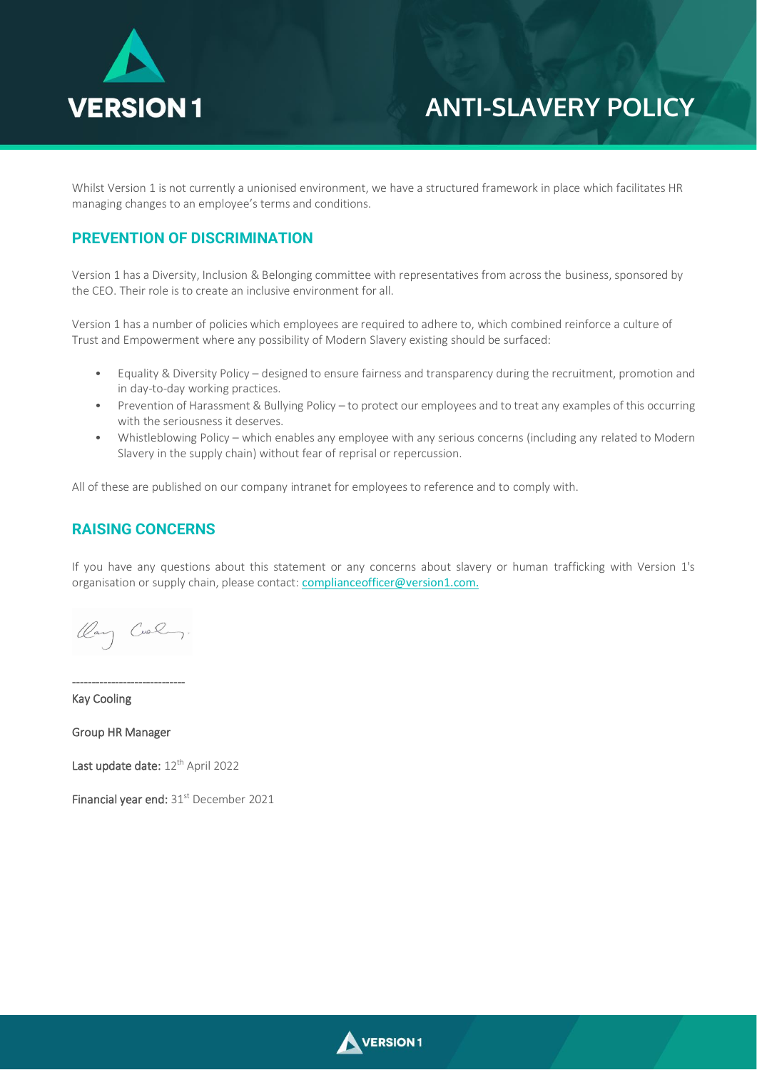Whilst Version 1 is not currently a unionised environment, we have a structured framework in place which facilitates HR managing changes to an employee's terms and conditions.

## PREVENTION OF DISCRIMINATION

Version 1 has a Diversity, Inclusion & Belonging committee with representatives from across the business, sponsored by the CEO. Their role is to create an inclusive environment for all.

Version 1 has a number of policies which employees are required to adhere to, which combined reinforce a culture of Trust and Empowerment where any possibility of Modern Slavery existing should be surfaced:

- Equality & Diversity Policy – designed to ensure fairness and transparency during the recruitment, promotion and in day-to-day working practices.
- Prevention of Harassment & Bullying Policy – to protect our employees and to treat any examples of this occurring with the seriousness it deserves.
- Whistleblowing Policy – which enables any employee with any serious concerns (including any related to Modern Slavery in the supply chain) without fear of reprisal or repercussion.

All of these are published on our company intranet for employees to reference and to comply with.

## RAISING CONCERNS

If you have any questions about this statement or any concerns about slavery or human trafficking with Version 1's organisation or supply chain, please contact: complianceofficer@version1.com.

----------------------------

**Kay Cooling**

**Group HR Manager**

**Last update date:** 12th April 2022

**Financial year end:** 31st December 2021